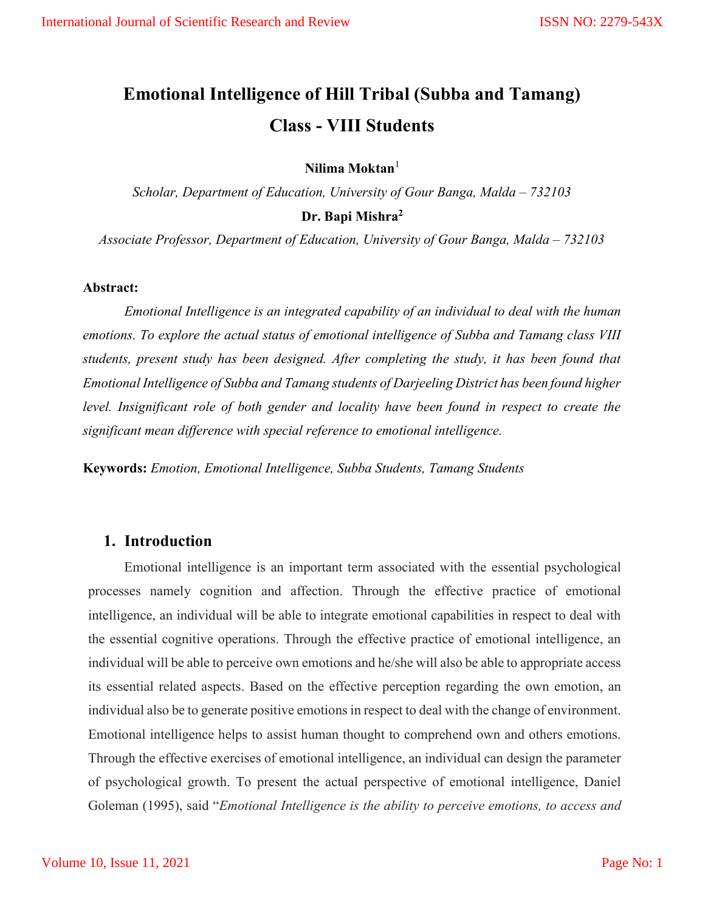# Emotional Intelligence of Hill Tribal (Subba and Tamang) Class - VIII Students

**Nilima Moktan**[1]

*Scholar, Department of Education, University of Gour Banga, Malda – 732103*

**Dr. Bapi Mishra**[2]

*Associate Professor, Department of Education, University of Gour Banga, Malda – 732103*

**Abstract:**

*Emotional Intelligence is an integrated capability of an individual to deal with the human emotions. To explore the actual status of emotional intelligence of Subba and Tamang class VIII students, present study has been designed. After completing the study, it has been found that Emotional Intelligence of Subba and Tamang students of Darjeeling District has been found higher level. Insignificant role of both gender and locality have been found in respect to create the significant mean difference with special reference to emotional intelligence.*

**Keywords:** *Emotion, Emotional Intelligence, Subba Students, Tamang Students*

## 1. Introduction

Emotional intelligence is an important term associated with the essential psychological processes namely cognition and affection. Through the effective practice of emotional intelligence, an individual will be able to integrate emotional capabilities in respect to deal with the essential cognitive operations. Through the effective practice of emotional intelligence, an individual will be able to perceive own emotions and he/she will also be able to appropriate access its essential related aspects. Based on the effective perception regarding the own emotion, an individual also be to generate positive emotions in respect to deal with the change of environment. Emotional intelligence helps to assist human thought to comprehend own and others emotions. Through the effective exercises of emotional intelligence, an individual can design the parameter of psychological growth. To present the actual perspective of emotional intelligence, Daniel Goleman (1995), said "*Emotional Intelligence is the ability to perceive emotions, to access and*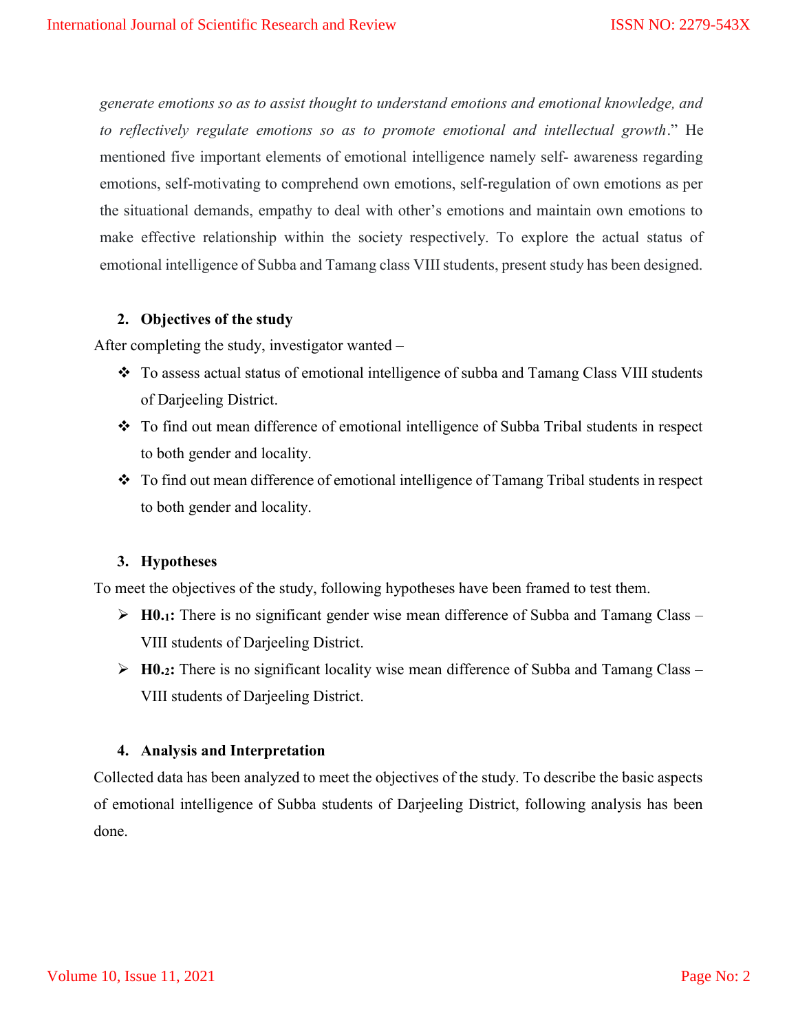*generate emotions so as to assist thought to understand emotions and emotional knowledge, and to reflectively regulate emotions so as to promote emotional and intellectual growth*." He mentioned five important elements of emotional intelligence namely self- awareness regarding emotions, self-motivating to comprehend own emotions, self-regulation of own emotions as per the situational demands, empathy to deal with other's emotions and maintain own emotions to make effective relationship within the society respectively. To explore the actual status of emotional intelligence of Subba and Tamang class VIII students, present study has been designed.

## 2. Objectives of the study

After completing the study, investigator wanted –

- To assess actual status of emotional intelligence of subba and Tamang Class VIII students of Darjeeling District.
- To find out mean difference of emotional intelligence of Subba Tribal students in respect to both gender and locality.
- To find out mean difference of emotional intelligence of Tamang Tribal students in respect to both gender and locality.

## 3. Hypotheses

To meet the objectives of the study, following hypotheses have been framed to test them.

- **$H0._1$:** There is no significant gender wise mean difference of Subba and Tamang Class – VIII students of Darjeeling District.
- **$H0._2$:** There is no significant locality wise mean difference of Subba and Tamang Class – VIII students of Darjeeling District.

## 4. Analysis and Interpretation

Collected data has been analyzed to meet the objectives of the study. To describe the basic aspects of emotional intelligence of Subba students of Darjeeling District, following analysis has been done.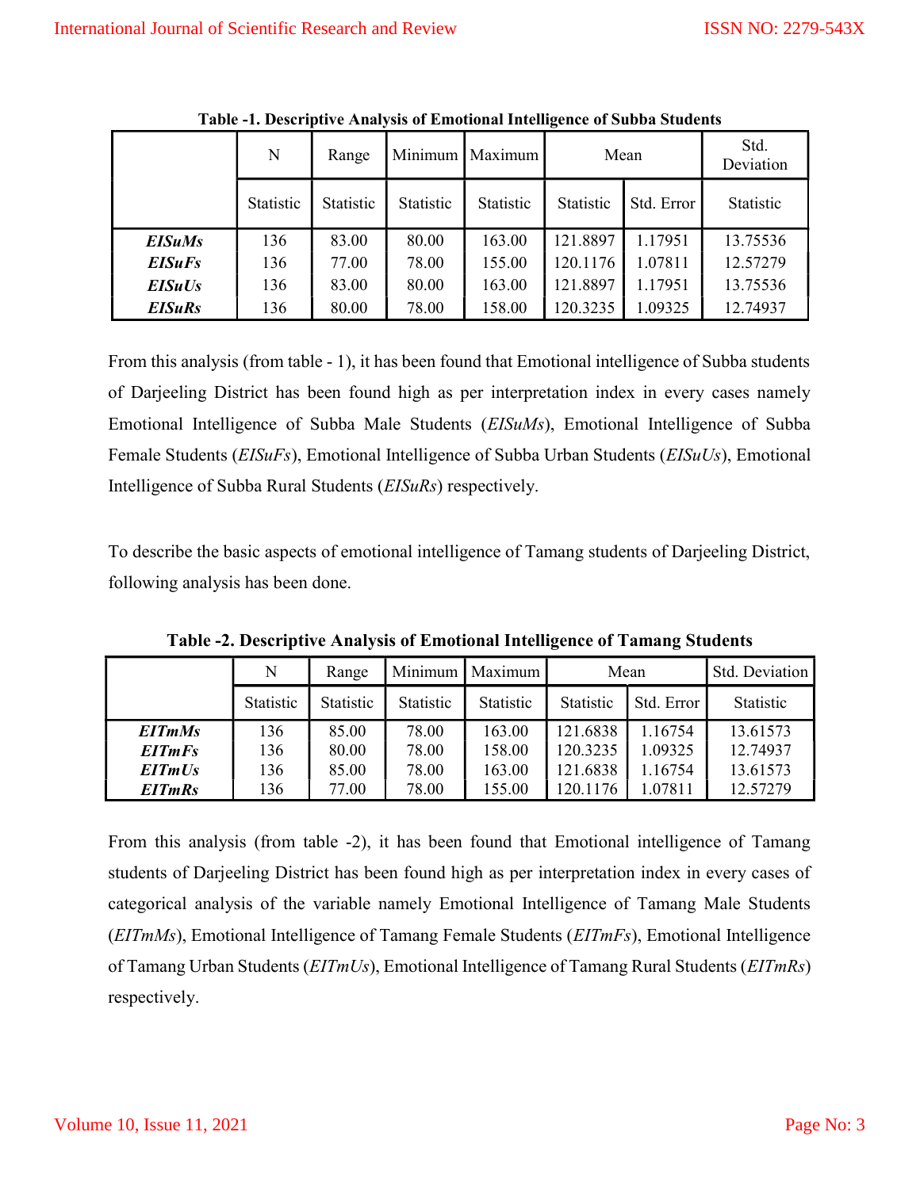**Table -1. Descriptive Analysis of Emotional Intelligence of Subba Students**

| | N | Range | Minimum | Maximum | Mean | | Std. Deviation |
|---|---|---|---|---|---|---|---|
| | Statistic | Statistic | Statistic | Statistic | Statistic | Std. Error | Statistic |
| ***EISuMs*** | 136 | 83.00 | 80.00 | 163.00 | 121.8897 | 1.17951 | 13.75536 |
| ***EISuFs*** | 136 | 77.00 | 78.00 | 155.00 | 120.1176 | 1.07811 | 12.57279 |
| ***EISuUs*** | 136 | 83.00 | 80.00 | 163.00 | 121.8897 | 1.17951 | 13.75536 |
| ***EISuRs*** | 136 | 80.00 | 78.00 | 158.00 | 120.3235 | 1.09325 | 12.74937 |

From this analysis (from table - 1), it has been found that Emotional intelligence of Subba students of Darjeeling District has been found high as per interpretation index in every cases namely Emotional Intelligence of Subba Male Students (*EISuMs*), Emotional Intelligence of Subba Female Students (*EISuFs*), Emotional Intelligence of Subba Urban Students (*EISuUs*), Emotional Intelligence of Subba Rural Students (*EISuRs*) respectively.

To describe the basic aspects of emotional intelligence of Tamang students of Darjeeling District, following analysis has been done.

**Table -2. Descriptive Analysis of Emotional Intelligence of Tamang Students**

| | N | Range | Minimum | Maximum | Mean | | Std. Deviation |
|---|---|---|---|---|---|---|---|
| | Statistic | Statistic | Statistic | Statistic | Statistic | Std. Error | Statistic |
| ***EITmMs*** | 136 | 85.00 | 78.00 | 163.00 | 121.6838 | 1.16754 | 13.61573 |
| ***EITmFs*** | 136 | 80.00 | 78.00 | 158.00 | 120.3235 | 1.09325 | 12.74937 |
| ***EITmUs*** | 136 | 85.00 | 78.00 | 163.00 | 121.6838 | 1.16754 | 13.61573 |
| ***EITmRs*** | 136 | 77.00 | 78.00 | 155.00 | 120.1176 | 1.07811 | 12.57279 |

From this analysis (from table -2), it has been found that Emotional intelligence of Tamang students of Darjeeling District has been found high as per interpretation index in every cases of categorical analysis of the variable namely Emotional Intelligence of Tamang Male Students (*EITmMs*), Emotional Intelligence of Tamang Female Students (*EITmFs*), Emotional Intelligence of Tamang Urban Students (*EITmUs*), Emotional Intelligence of Tamang Rural Students (*EITmRs*) respectively.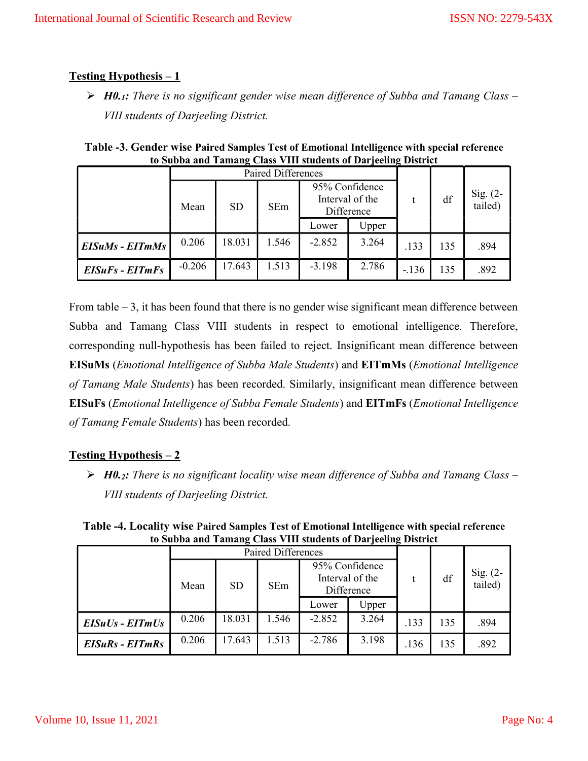**Testing Hypothesis – 1**

➢ ***H0.$_1$:** There is no significant gender wise mean difference of Subba and Tamang Class – VIII students of Darjeeling District.*

**Table -3. Gender wise Paired Samples Test of Emotional Intelligence with special reference to Subba and Tamang Class VIII students of Darjeeling District**

| | Paired Differences | | | | | t | df | Sig. (2-tailed) |
|---|---|---|---|---|---|---|---|---|
| | Mean | SD | SEm | 95% Confidence Interval of the Difference | | | | |
| | | | | Lower | Upper | | | |
| ***EISuMs - EITmMs*** | 0.206 | 18.031 | 1.546 | -2.852 | 3.264 | .133 | 135 | .894 |
| ***EISuFs - EITmFs*** | -0.206 | 17.643 | 1.513 | -3.198 | 2.786 | -.136 | 135 | .892 |

From table – 3, it has been found that there is no gender wise significant mean difference between Subba and Tamang Class VIII students in respect to emotional intelligence. Therefore, corresponding null-hypothesis has been failed to reject. Insignificant mean difference between **EISuMs** (*Emotional Intelligence of Subba Male Students*) and **EITmMs** (*Emotional Intelligence of Tamang Male Students*) has been recorded. Similarly, insignificant mean difference between **EISuFs** (*Emotional Intelligence of Subba Female Students*) and **EITmFs** (*Emotional Intelligence of Tamang Female Students*) has been recorded.

**Testing Hypothesis – 2**

➢ ***H0.$_2$:** There is no significant locality wise mean difference of Subba and Tamang Class – VIII students of Darjeeling District.*

**Table -4. Locality wise Paired Samples Test of Emotional Intelligence with special reference to Subba and Tamang Class VIII students of Darjeeling District**

| | Paired Differences | | | | | t | df | Sig. (2-tailed) |
|---|---|---|---|---|---|---|---|---|
| | Mean | SD | SEm | 95% Confidence Interval of the Difference | | | | |
| | | | | Lower | Upper | | | |
| ***EISuUs - EITmUs*** | 0.206 | 18.031 | 1.546 | -2.852 | 3.264 | .133 | 135 | .894 |
| ***EISuRs - EITmRs*** | 0.206 | 17.643 | 1.513 | -2.786 | 3.198 | .136 | 135 | .892 |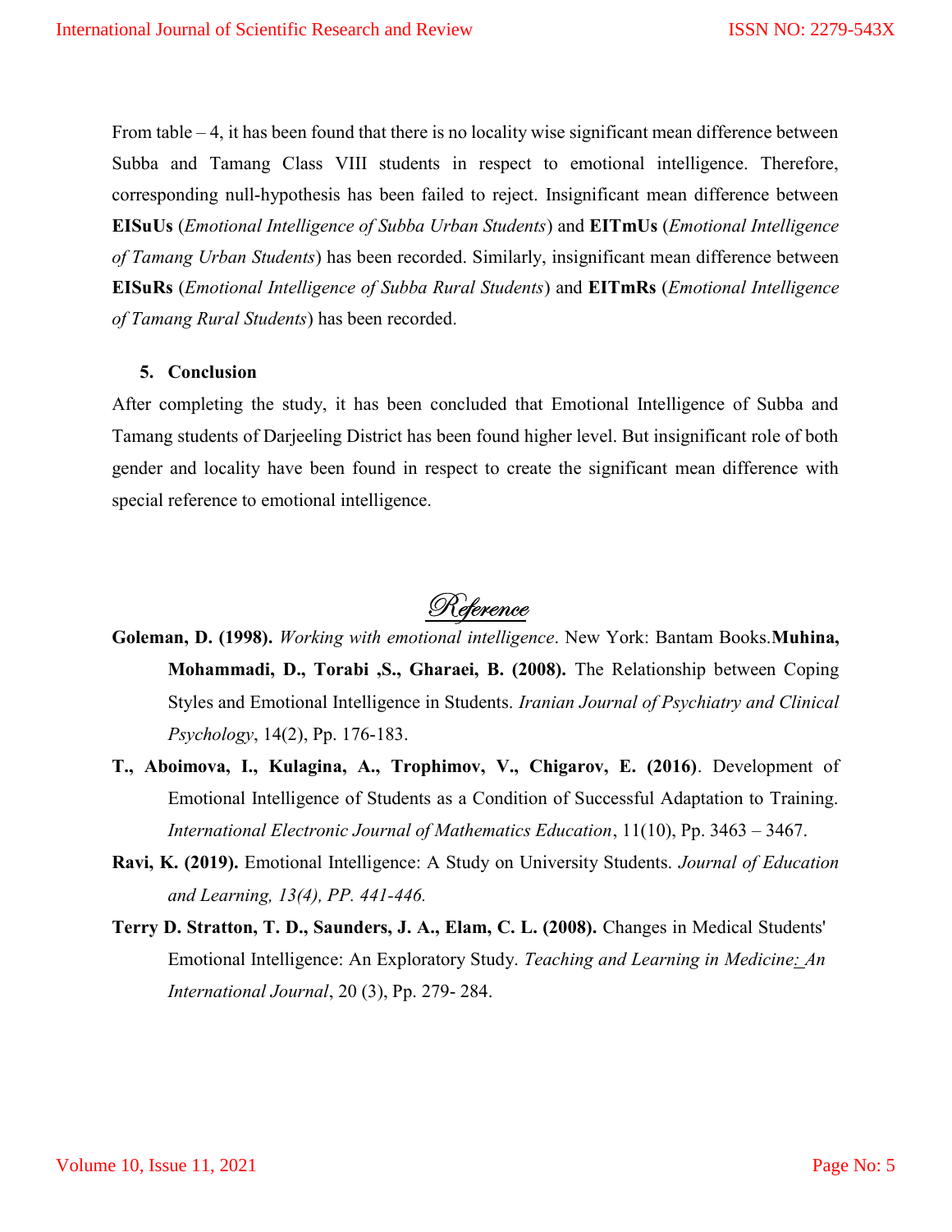From table – 4, it has been found that there is no locality wise significant mean difference between Subba and Tamang Class VIII students in respect to emotional intelligence. Therefore, corresponding null-hypothesis has been failed to reject. Insignificant mean difference between **EISuUs** (*Emotional Intelligence of Subba Urban Students*) and **EITmUs** (*Emotional Intelligence of Tamang Urban Students*) has been recorded. Similarly, insignificant mean difference between **EISuRs** (*Emotional Intelligence of Subba Rural Students*) and **EITmRs** (*Emotional Intelligence of Tamang Rural Students*) has been recorded.

## 5. Conclusion

After completing the study, it has been concluded that Emotional Intelligence of Subba and Tamang students of Darjeeling District has been found higher level. But insignificant role of both gender and locality have been found in respect to create the significant mean difference with special reference to emotional intelligence.

## Reference

**Goleman, D. (1998).** *Working with emotional intelligence*. New York: Bantam Books.**Muhina, Mohammadi, D., Torabi ,S., Gharaei, B. (2008).** The Relationship between Coping Styles and Emotional Intelligence in Students. *Iranian Journal of Psychiatry and Clinical Psychology*, 14(2), Pp. 176-183.

**T., Aboimova, I., Kulagina, A., Trophimov, V., Chigarov, E. (2016)**. Development of Emotional Intelligence of Students as a Condition of Successful Adaptation to Training. *International Electronic Journal of Mathematics Education*, 11(10), Pp. 3463 – 3467.

**Ravi, K. (2019).** Emotional Intelligence: A Study on University Students. *Journal of Education and Learning, 13(4), PP. 441-446.*

**Terry D. Stratton, T. D., Saunders, J. A., Elam, C. L. (2008).** Changes in Medical Students' Emotional Intelligence: An Exploratory Study. *Teaching and Learning in Medicine: An International Journal*, 20 (3), Pp. 279- 284.